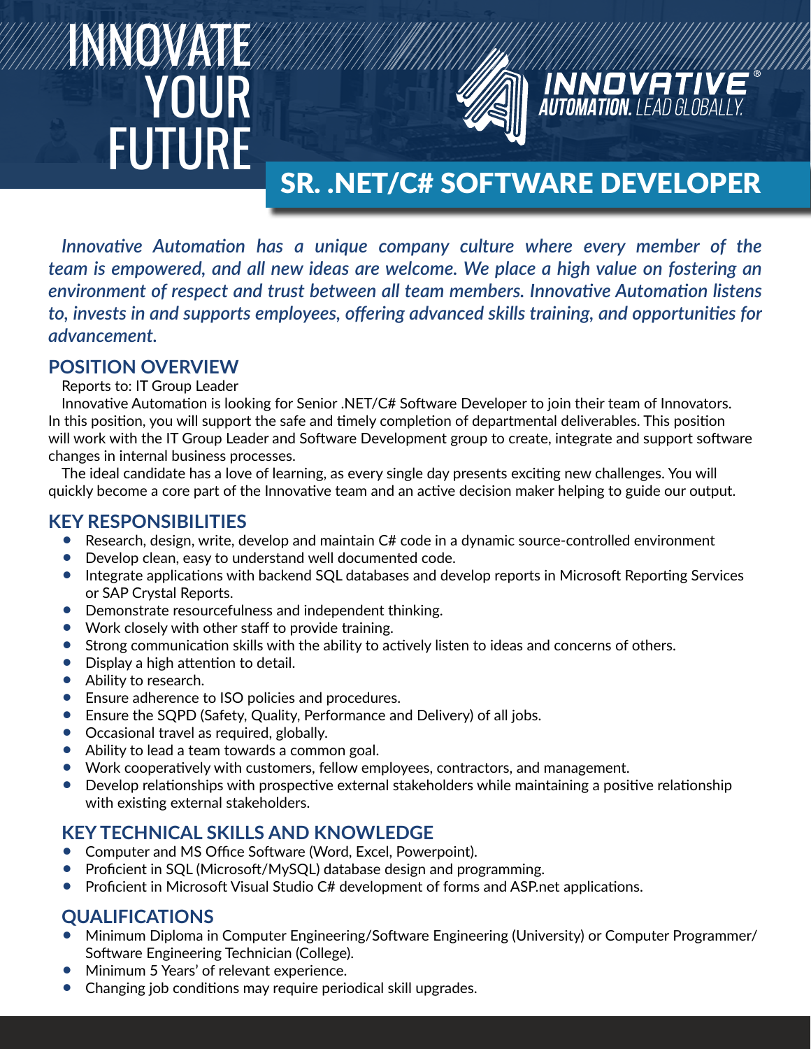# INNOVATE YOUR FUTURE

**INNOVATIVE® AUTOMATION.** LEAD GLOBALLY.

## SR. .NET/C# SOFTWARE DEVELOPER

***Innovative Automation has a unique company culture where every member of the team is empowered, and all new ideas are welcome. We place a high value on fostering an environment of respect and trust between all team members. Innovative Automation listens to, invests in and supports employees, offering advanced skills training, and opportunities for advancement.***

## POSITION OVERVIEW

Reports to: IT Group Leader

Innovative Automation is looking for Senior .NET/C# Software Developer to join their team of Innovators. In this position, you will support the safe and timely completion of departmental deliverables. This position will work with the IT Group Leader and Software Development group to create, integrate and support software changes in internal business processes.

The ideal candidate has a love of learning, as every single day presents exciting new challenges. You will quickly become a core part of the Innovative team and an active decision maker helping to guide our output.

## KEY RESPONSIBILITIES

- Research, design, write, develop and maintain C# code in a dynamic source-controlled environment
- Develop clean, easy to understand well documented code.
- Integrate applications with backend SQL databases and develop reports in Microsoft Reporting Services or SAP Crystal Reports.
- Demonstrate resourcefulness and independent thinking.
- Work closely with other staff to provide training.
- Strong communication skills with the ability to actively listen to ideas and concerns of others.
- Display a high attention to detail.
- Ability to research.
- Ensure adherence to ISO policies and procedures.
- Ensure the SQPD (Safety, Quality, Performance and Delivery) of all jobs.
- Occasional travel as required, globally.
- Ability to lead a team towards a common goal.
- Work cooperatively with customers, fellow employees, contractors, and management.
- Develop relationships with prospective external stakeholders while maintaining a positive relationship with existing external stakeholders.

## KEY TECHNICAL SKILLS AND KNOWLEDGE

- Computer and MS Office Software (Word, Excel, Powerpoint).
- Proficient in SQL (Microsoft/MySQL) database design and programming.
- Proficient in Microsoft Visual Studio C# development of forms and ASP.net applications.

## QUALIFICATIONS

- Minimum Diploma in Computer Engineering/Software Engineering (University) or Computer Programmer/Software Engineering Technician (College).
- Minimum 5 Years' of relevant experience.
- Changing job conditions may require periodical skill upgrades.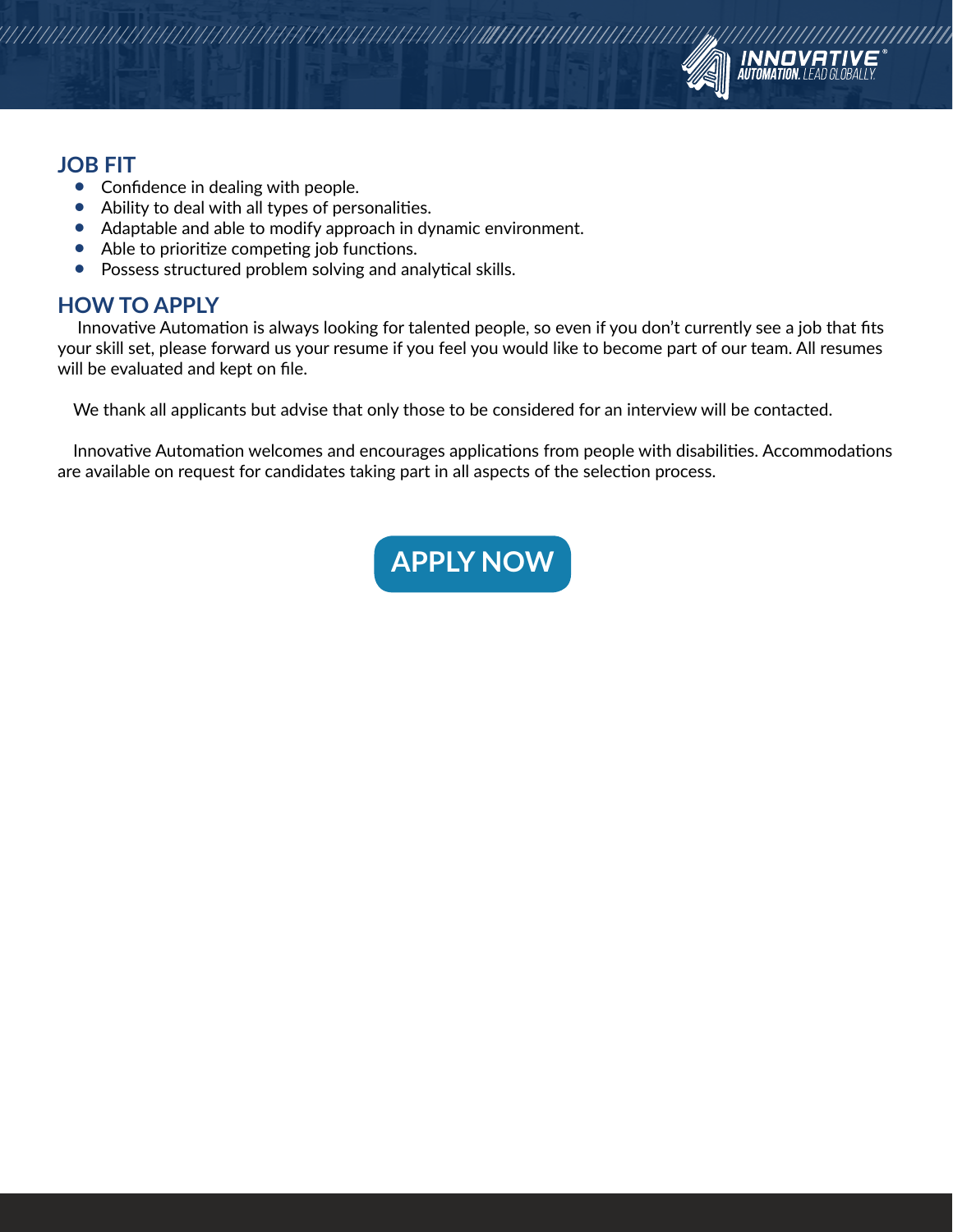## JOB FIT

- Confidence in dealing with people.
- Ability to deal with all types of personalities.
- Adaptable and able to modify approach in dynamic environment.
- Able to prioritize competing job functions.
- Possess structured problem solving and analytical skills.

## HOW TO APPLY

Innovative Automation is always looking for talented people, so even if you don't currently see a job that fits your skill set, please forward us your resume if you feel you would like to become part of our team. All resumes will be evaluated and kept on file.

We thank all applicants but advise that only those to be considered for an interview will be contacted.

Innovative Automation welcomes and encourages applications from people with disabilities. Accommodations are available on request for candidates taking part in all aspects of the selection process.

**APPLY NOW**